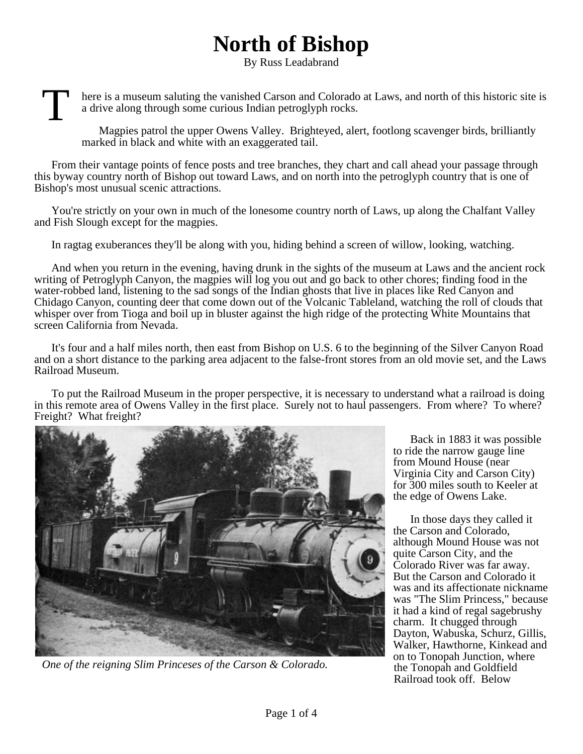# North of Bishop

By Russ Leadabrand

There is a museum saluting the vanished Carson and Colorado at Laws, and north of this historic site is a drive along through some curious Indian petroglyph rocks.

Magpies patrol the upper Owens Valley. Brighteyed, alert, footlong scavenger birds, brilliantly marked in black and white with an exaggerated tail.

From their vantage points of fence posts and tree branches, they chart and call ahead your passage through this byway country north of Bishop out toward Laws, and on north into the petroglyph country that is one of Bishop's most unusual scenic attractions.

You're strictly on your own in much of the lonesome country north of Laws, up along the Chalfant Valley and Fish Slough except for the magpies.

In ragtag exuberances they'll be along with you, hiding behind a screen of willow, looking, watching.

And when you return in the evening, having drunk in the sights of the museum at Laws and the ancient rock writing of Petroglyph Canyon, the magpies will log you out and go back to other chores; finding food in the water-robbed land, listening to the sad songs of the Indian ghosts that live in places like Red Canyon and Chidago Canyon, counting deer that come down out of the Volcanic Tableland, watching the roll of clouds that whisper over from Tioga and boil up in bluster against the high ridge of the protecting White Mountains that screen California from Nevada.

It's four and a half miles north, then east from Bishop on U.S. 6 to the beginning of the Silver Canyon Road and on a short distance to the parking area adjacent to the false-front stores from an old movie set, and the Laws Railroad Museum.

To put the Railroad Museum in the proper perspective, it is necessary to understand what a railroad is doing in this remote area of Owens Valley in the first place. Surely not to haul passengers. From where? To where? Freight? What freight?

*One of the reigning Slim Princeses of the Carson & Colorado.*

Back in 1883 it was possible to ride the narrow gauge line from Mound House (near Virginia City and Carson City) for 300 miles south to Keeler at the edge of Owens Lake.

In those days they called it the Carson and Colorado, although Mound House was not quite Carson City, and the Colorado River was far away. But the Carson and Colorado it was and its affectionate nickname was "The Slim Princess," because it had a kind of regal sagebrushy charm. It chugged through Dayton, Wabuska, Schurz, Gillis, Walker, Hawthorne, Kinkead and on to Tonopah Junction, where the Tonopah and Goldfield Railroad took off. Below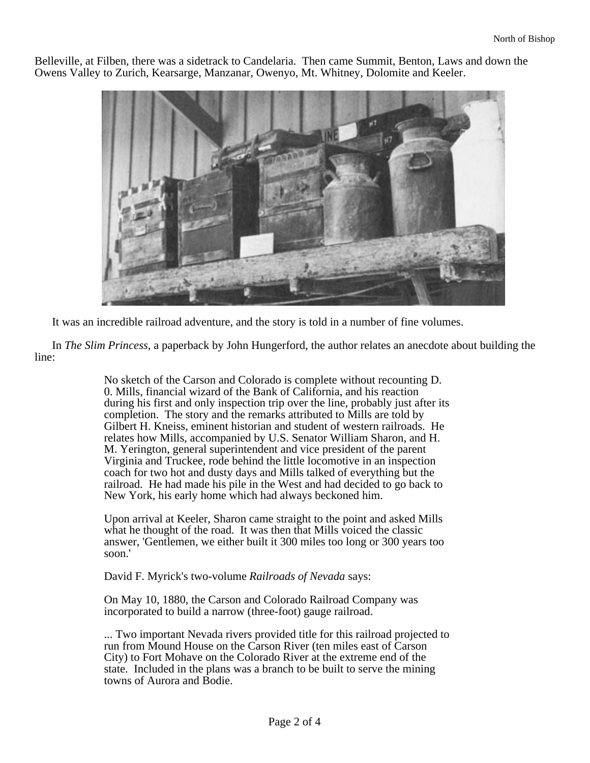Belleville, at Filben, there was a sidetrack to Candelaria. Then came Summit, Benton, Laws and down the Owens Valley to Zurich, Kearsarge, Manzanar, Owenyo, Mt. Whitney, Dolomite and Keeler.

It was an incredible railroad adventure, and the story is told in a number of fine volumes.

In *The Slim Princess*, a paperback by John Hungerford, the author relates an anecdote about building the line:

> No sketch of the Carson and Colorado is complete without recounting D. 0. Mills, financial wizard of the Bank of California, and his reaction during his first and only inspection trip over the line, probably just after its completion. The story and the remarks attributed to Mills are told by Gilbert H. Kneiss, eminent historian and student of western railroads. He relates how Mills, accompanied by U.S. Senator William Sharon, and H. M. Yerington, general superintendent and vice president of the parent Virginia and Truckee, rode behind the little locomotive in an inspection coach for two hot and dusty days and Mills talked of everything but the railroad. He had made his pile in the West and had decided to go back to New York, his early home which had always beckoned him.
>
> Upon arrival at Keeler, Sharon came straight to the point and asked Mills what he thought of the road. It was then that Mills voiced the classic answer, 'Gentlemen, we either built it 300 miles too long or 300 years too soon.'
>
> David F. Myrick's two-volume *Railroads of Nevada* says:
>
> On May 10, 1880, the Carson and Colorado Railroad Company was incorporated to build a narrow (three-foot) gauge railroad.
>
> ... Two important Nevada rivers provided title for this railroad projected to run from Mound House on the Carson River (ten miles east of Carson City) to Fort Mohave on the Colorado River at the extreme end of the state. Included in the plans was a branch to be built to serve the mining towns of Aurora and Bodie.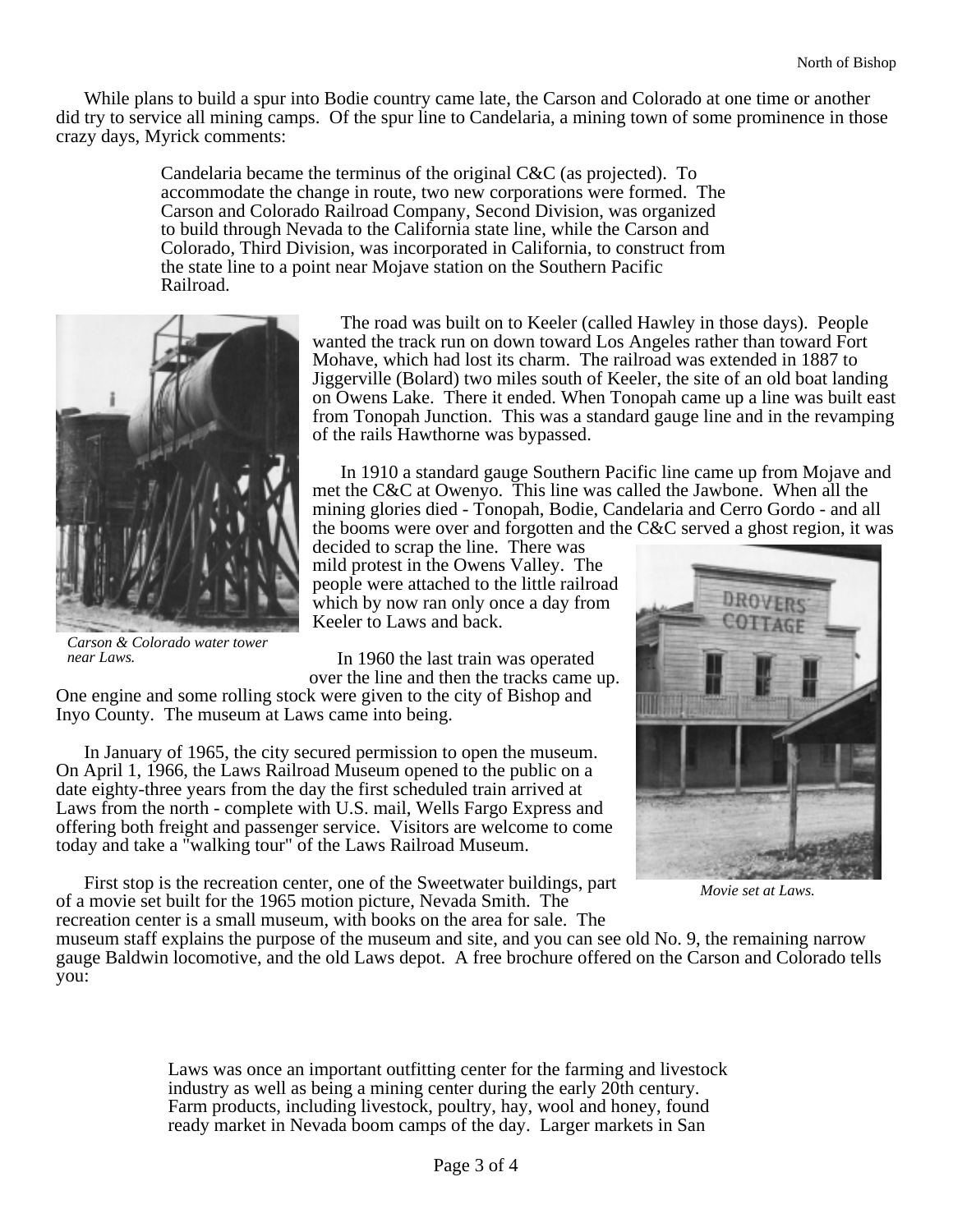While plans to build a spur into Bodie country came late, the Carson and Colorado at one time or another did try to service all mining camps. Of the spur line to Candelaria, a mining town of some prominence in those crazy days, Myrick comments:

> Candelaria became the terminus of the original C&C (as projected). To accommodate the change in route, two new corporations were formed. The Carson and Colorado Railroad Company, Second Division, was organized to build through Nevada to the California state line, while the Carson and Colorado, Third Division, was incorporated in California, to construct from the state line to a point near Mojave station on the Southern Pacific Railroad.

*Carson & Colorado water tower near Laws.*

The road was built on to Keeler (called Hawley in those days). People wanted the track run on down toward Los Angeles rather than toward Fort Mohave, which had lost its charm. The railroad was extended in 1887 to Jiggerville (Bolard) two miles south of Keeler, the site of an old boat landing on Owens Lake. There it ended. When Tonopah came up a line was built east from Tonopah Junction. This was a standard gauge line and in the revamping of the rails Hawthorne was bypassed.

In 1910 a standard gauge Southern Pacific line came up from Mojave and met the C&C at Owenyo. This line was called the Jawbone. When all the mining glories died - Tonopah, Bodie, Candelaria and Cerro Gordo - and all the booms were over and forgotten and the C&C served a ghost region, it was decided to scrap the line. There was mild protest in the Owens Valley. The people were attached to the little railroad which by now ran only once a day from Keeler to Laws and back.

In 1960 the last train was operated over the line and then the tracks came up. One engine and some rolling stock were given to the city of Bishop and Inyo County. The museum at Laws came into being.

*Movie set at Laws.*

In January of 1965, the city secured permission to open the museum. On April 1, 1966, the Laws Railroad Museum opened to the public on a date eighty-three years from the day the first scheduled train arrived at Laws from the north - complete with U.S. mail, Wells Fargo Express and offering both freight and passenger service. Visitors are welcome to come today and take a "walking tour" of the Laws Railroad Museum.

First stop is the recreation center, one of the Sweetwater buildings, part of a movie set built for the 1965 motion picture, Nevada Smith. The recreation center is a small museum, with books on the area for sale. The museum staff explains the purpose of the museum and site, and you can see old No. 9, the remaining narrow gauge Baldwin locomotive, and the old Laws depot. A free brochure offered on the Carson and Colorado tells you:

> Laws was once an important outfitting center for the farming and livestock industry as well as being a mining center during the early 20th century. Farm products, including livestock, poultry, hay, wool and honey, found ready market in Nevada boom camps of the day. Larger markets in San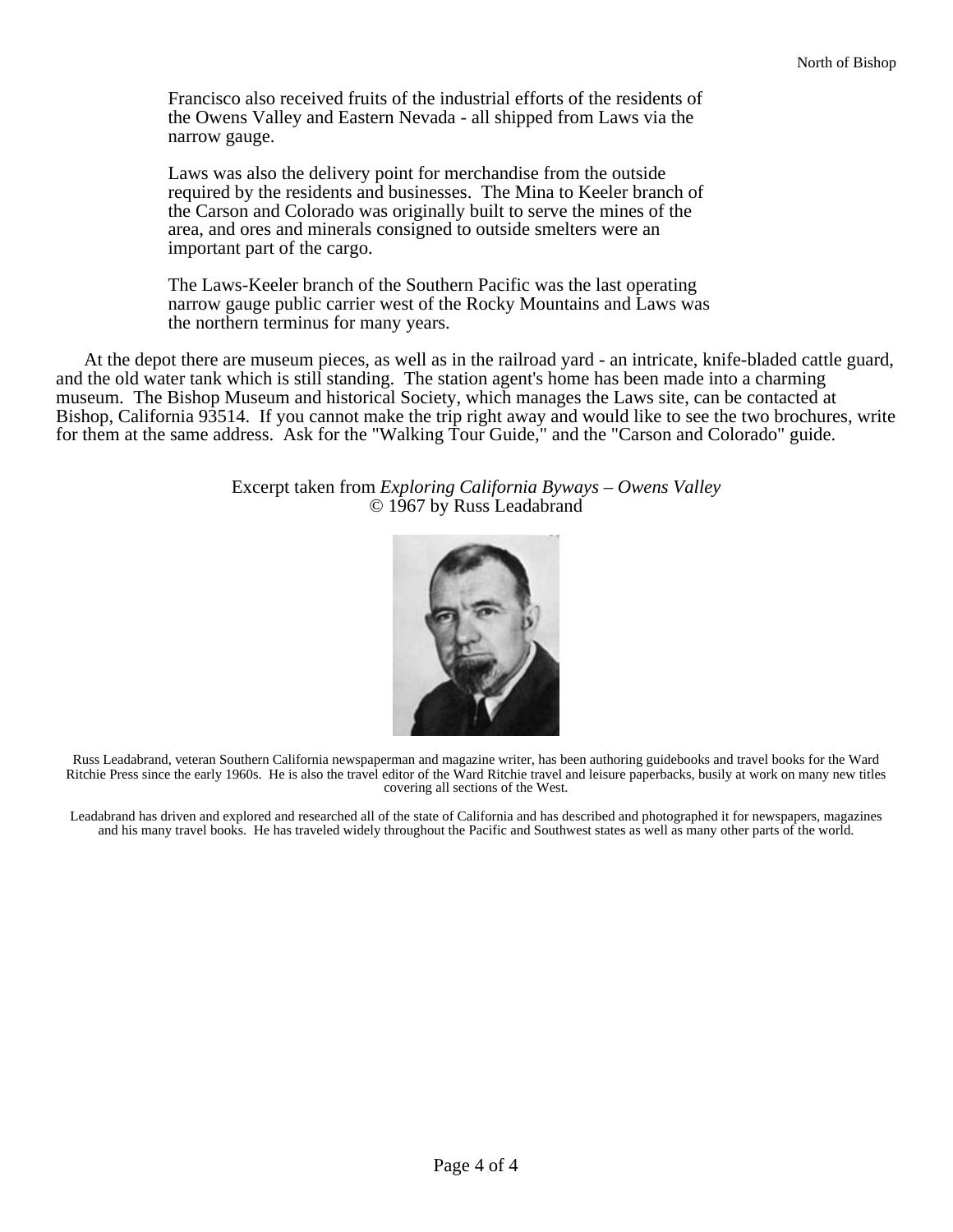Francisco also received fruits of the industrial efforts of the residents of the Owens Valley and Eastern Nevada - all shipped from Laws via the narrow gauge.

Laws was also the delivery point for merchandise from the outside required by the residents and businesses. The Mina to Keeler branch of the Carson and Colorado was originally built to serve the mines of the area, and ores and minerals consigned to outside smelters were an important part of the cargo.

The Laws-Keeler branch of the Southern Pacific was the last operating narrow gauge public carrier west of the Rocky Mountains and Laws was the northern terminus for many years.

At the depot there are museum pieces, as well as in the railroad yard - an intricate, knife-bladed cattle guard, and the old water tank which is still standing. The station agent's home has been made into a charming museum. The Bishop Museum and historical Society, which manages the Laws site, can be contacted at Bishop, California 93514. If you cannot make the trip right away and would like to see the two brochures, write for them at the same address. Ask for the "Walking Tour Guide," and the "Carson and Colorado" guide.

Excerpt taken from *Exploring California Byways – Owens Valley*
© 1967 by Russ Leadabrand

Russ Leadabrand, veteran Southern California newspaperman and magazine writer, has been authoring guidebooks and travel books for the Ward Ritchie Press since the early 1960s. He is also the travel editor of the Ward Ritchie travel and leisure paperbacks, busily at work on many new titles covering all sections of the West.

Leadabrand has driven and explored and researched all of the state of California and has described and photographed it for newspapers, magazines and his many travel books. He has traveled widely throughout the Pacific and Southwest states as well as many other parts of the world.